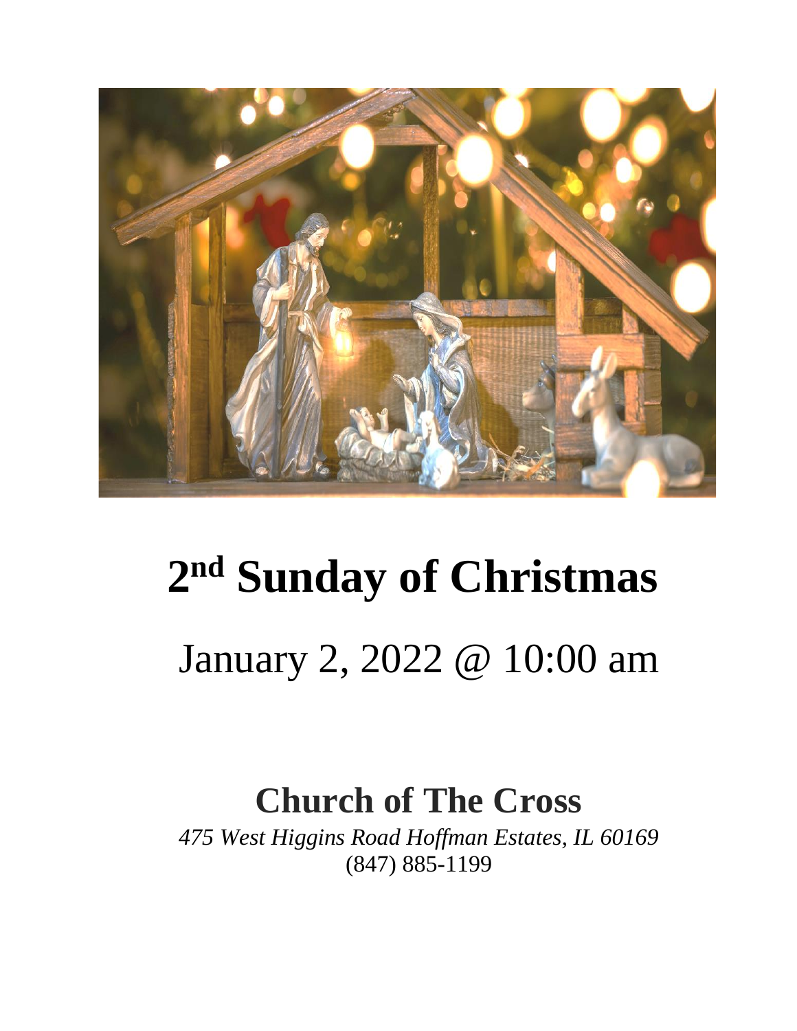# 2nd Sunday of Christmas

January 2, 2022 @ 10:00 am

## Church of The Cross

*475 West Higgins Road Hoffman Estates, IL 60169*

(847) 885-1199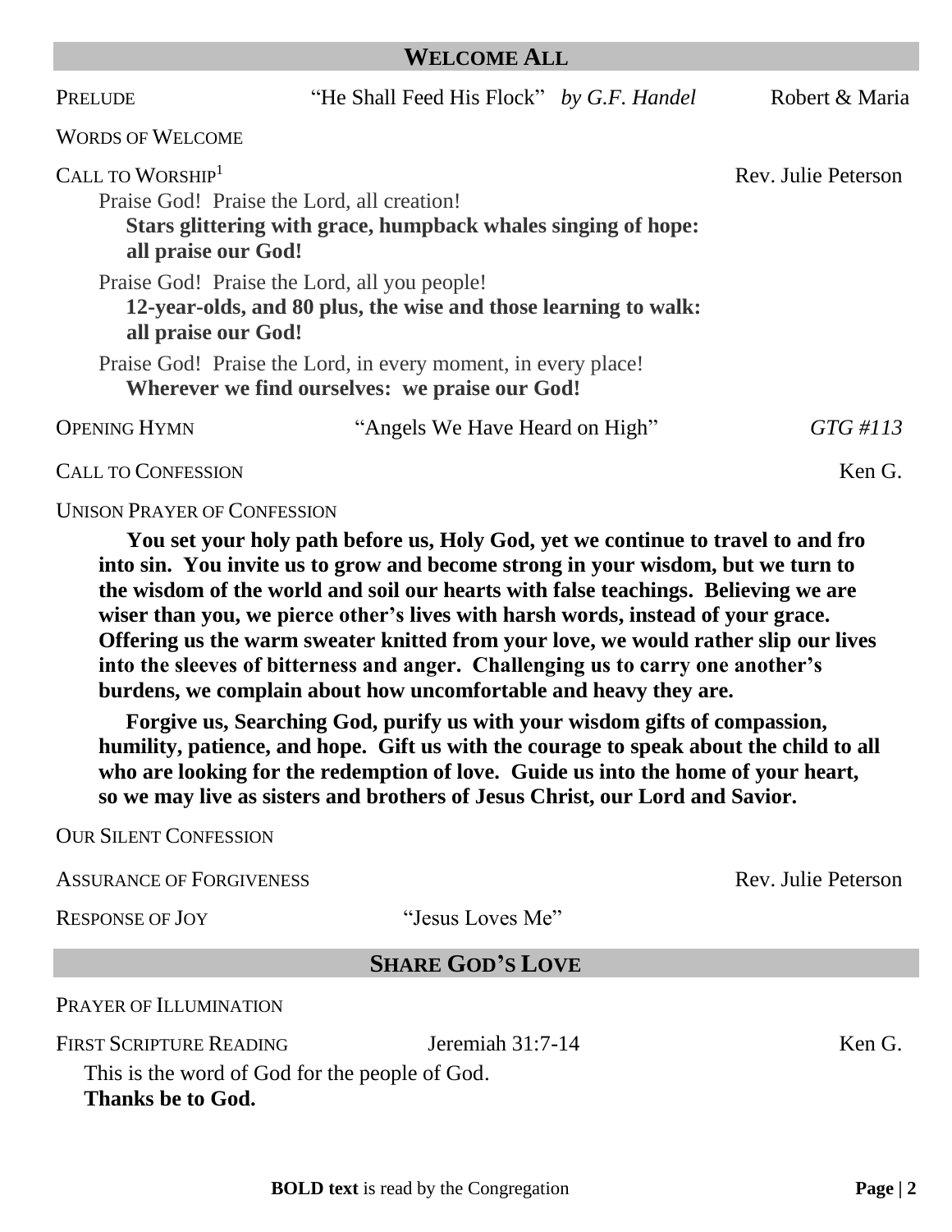## WELCOME ALL

PRELUDE — "He Shall Feed His Flock" *by G.F. Handel* — Robert & Maria

WORDS OF WELCOME

CALL TO WORSHIP[1] — Rev. Julie Peterson

Praise God! Praise the Lord, all creation!
**Stars glittering with grace, humpback whales singing of hope: all praise our God!**

Praise God! Praise the Lord, all you people!
**12-year-olds, and 80 plus, the wise and those learning to walk: all praise our God!**

Praise God! Praise the Lord, in every moment, in every place!
**Wherever we find ourselves: we praise our God!**

OPENING HYMN — "Angels We Have Heard on High" — *GTG #113*

CALL TO CONFESSION — Ken G.

UNISON PRAYER OF CONFESSION

**You set your holy path before us, Holy God, yet we continue to travel to and fro into sin. You invite us to grow and become strong in your wisdom, but we turn to the wisdom of the world and soil our hearts with false teachings. Believing we are wiser than you, we pierce other's lives with harsh words, instead of your grace. Offering us the warm sweater knitted from your love, we would rather slip our lives into the sleeves of bitterness and anger. Challenging us to carry one another's burdens, we complain about how uncomfortable and heavy they are.**

**Forgive us, Searching God, purify us with your wisdom gifts of compassion, humility, patience, and hope. Gift us with the courage to speak about the child to all who are looking for the redemption of love. Guide us into the home of your heart, so we may live as sisters and brothers of Jesus Christ, our Lord and Savior.**

OUR SILENT CONFESSION

ASSURANCE OF FORGIVENESS — Rev. Julie Peterson

RESPONSE OF JOY — "Jesus Loves Me"

## SHARE GOD'S LOVE

PRAYER OF ILLUMINATION

FIRST SCRIPTURE READING — Jeremiah 31:7-14 — Ken G.

This is the word of God for the people of God.
**Thanks be to God.**

**BOLD text** is read by the Congregation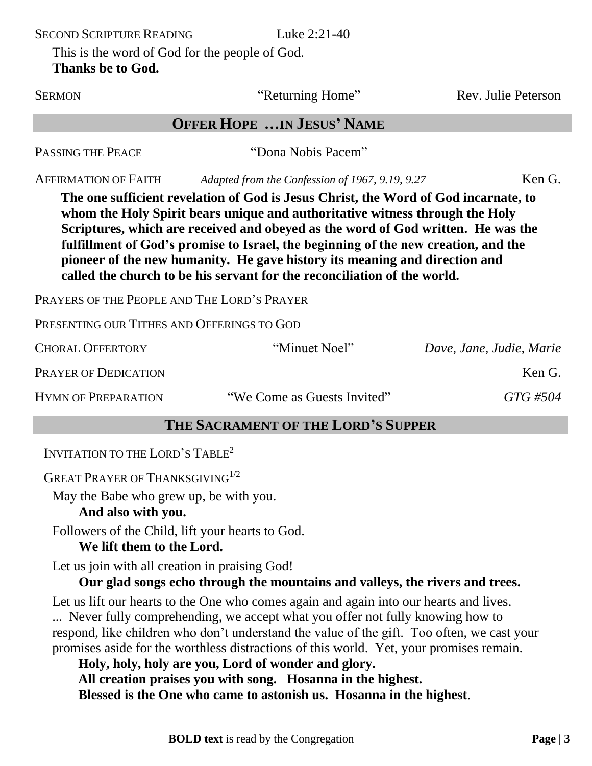SECOND SCRIPTURE READING Luke 2:21-40

This is the word of God for the people of God.
**Thanks be to God.**

SERMON "Returning Home" Rev. Julie Peterson

## OFFER HOPE …IN JESUS' NAME

PASSING THE PEACE "Dona Nobis Pacem"

AFFIRMATION OF FAITH *Adapted from the Confession of 1967, 9.19, 9.27* Ken G.

**The one sufficient revelation of God is Jesus Christ, the Word of God incarnate, to whom the Holy Spirit bears unique and authoritative witness through the Holy Scriptures, which are received and obeyed as the word of God written. He was the fulfillment of God's promise to Israel, the beginning of the new creation, and the pioneer of the new humanity. He gave history its meaning and direction and called the church to be his servant for the reconciliation of the world.**

PRAYERS OF THE PEOPLE AND THE LORD'S PRAYER

PRESENTING OUR TITHES AND OFFERINGS TO GOD

CHORAL OFFERTORY "Minuet Noel" *Dave, Jane, Judie, Marie*

PRAYER OF DEDICATION Ken G.

HYMN OF PREPARATION "We Come as Guests Invited" *GTG #504*

## THE SACRAMENT OF THE LORD'S SUPPER

INVITATION TO THE LORD'S TABLE[2]

GREAT PRAYER OF THANKSGIVING[1/2]

May the Babe who grew up, be with you.
**And also with you.**

Followers of the Child, lift your hearts to God.
**We lift them to the Lord.**

Let us join with all creation in praising God!
**Our glad songs echo through the mountains and valleys, the rivers and trees.**

Let us lift our hearts to the One who comes again and again into our hearts and lives. ... Never fully comprehending, we accept what you offer not fully knowing how to respond, like children who don't understand the value of the gift. Too often, we cast your promises aside for the worthless distractions of this world. Yet, your promises remain.

**Holy, holy, holy are you, Lord of wonder and glory.**
**All creation praises you with song. Hosanna in the highest.**
**Blessed is the One who came to astonish us. Hosanna in the highest**.

**BOLD text** is read by the Congregation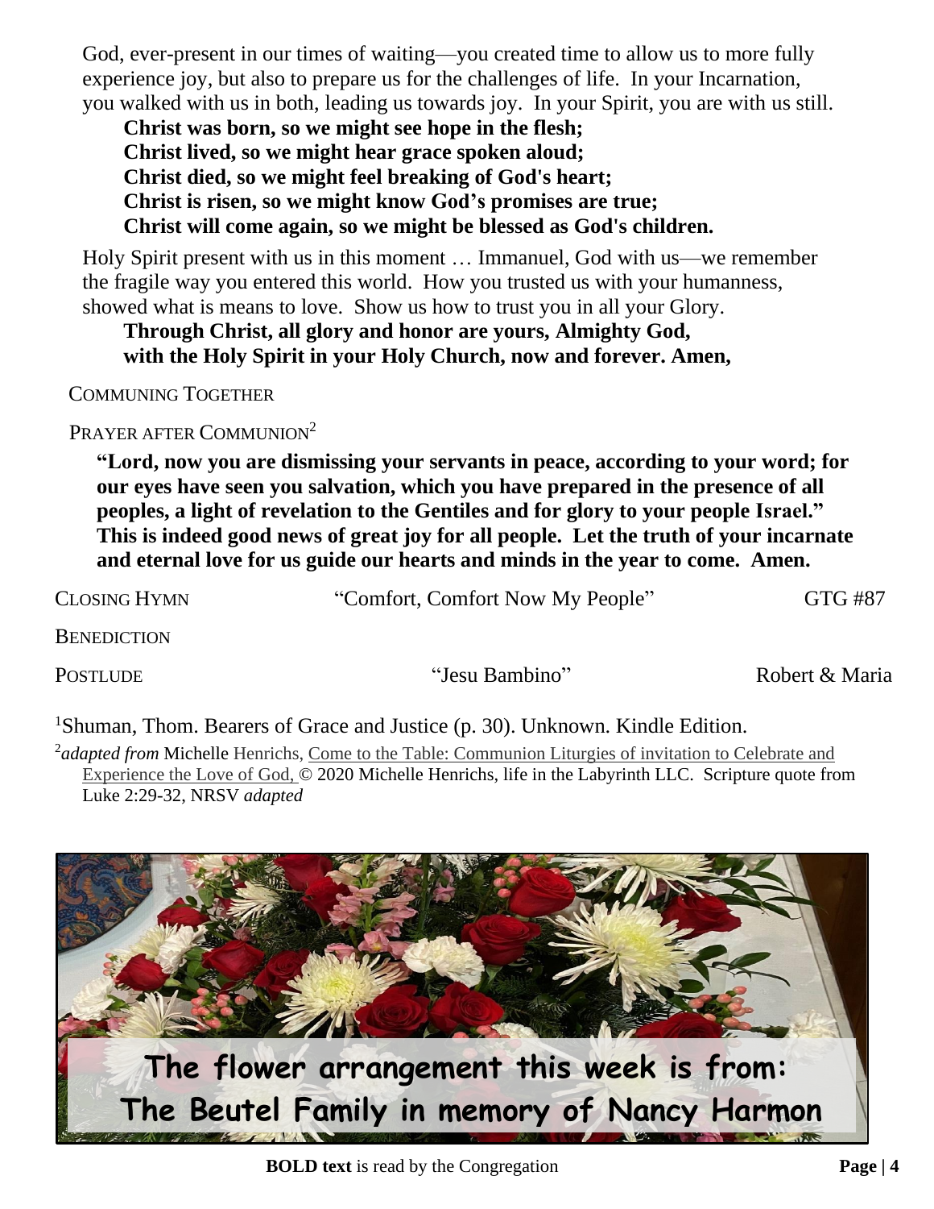God, ever-present in our times of waiting—you created time to allow us to more fully experience joy, but also to prepare us for the challenges of life. In your Incarnation, you walked with us in both, leading us towards joy. In your Spirit, you are with us still.

**Christ was born, so we might see hope in the flesh;**
**Christ lived, so we might hear grace spoken aloud;**
**Christ died, so we might feel breaking of God's heart;**
**Christ is risen, so we might know God's promises are true;**
**Christ will come again, so we might be blessed as God's children.**

Holy Spirit present with us in this moment … Immanuel, God with us—we remember the fragile way you entered this world. How you trusted us with your humanness, showed what is means to love. Show us how to trust you in all your Glory.

**Through Christ, all glory and honor are yours, Almighty God,**
**with the Holy Spirit in your Holy Church, now and forever. Amen,**

COMMUNING TOGETHER

PRAYER AFTER COMMUNION[2]

**"Lord, now you are dismissing your servants in peace, according to your word; for our eyes have seen you salvation, which you have prepared in the presence of all peoples, a light of revelation to the Gentiles and for glory to your people Israel." This is indeed good news of great joy for all people. Let the truth of your incarnate and eternal love for us guide our hearts and minds in the year to come. Amen.**

CLOSING HYMN "Comfort, Comfort Now My People" GTG #87

BENEDICTION

POSTLUDE "Jesu Bambino" Robert & Maria

[1]Shuman, Thom. Bearers of Grace and Justice (p. 30). Unknown. Kindle Edition.

[2]*adapted from* Michelle Henrichs, Come to the Table: Communion Liturgies of invitation to Celebrate and Experience the Love of God, © 2020 Michelle Henrichs, life in the Labyrinth LLC. Scripture quote from Luke 2:29-32, NRSV *adapted*

The flower arrangement this week is from:
The Beutel Family in memory of Nancy Harmon

**BOLD text** is read by the Congregation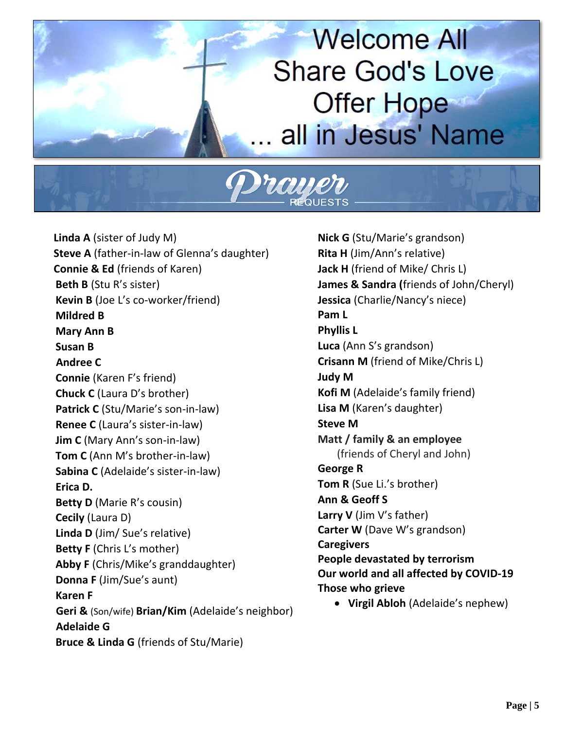# Welcome All
# Share God's Love
# Offer Hope
# ... all in Jesus' Name

## Prayer Requests

**Linda A** (sister of Judy M)
**Steve A** (father-in-law of Glenna's daughter)
**Connie & Ed** (friends of Karen)
**Beth B** (Stu R's sister)
**Kevin B** (Joe L's co-worker/friend)
**Mildred B**
**Mary Ann B**
**Susan B**
**Andree C**
**Connie** (Karen F's friend)
**Chuck C** (Laura D's brother)
**Patrick C** (Stu/Marie's son-in-law)
**Renee C** (Laura's sister-in-law)
**Jim C** (Mary Ann's son-in-law)
**Tom C** (Ann M's brother-in-law)
**Sabina C** (Adelaide's sister-in-law)
**Erica D.**
**Betty D** (Marie R's cousin)
**Cecily** (Laura D)
**Linda D** (Jim/ Sue's relative)
**Betty F** (Chris L's mother)
**Abby F** (Chris/Mike's granddaughter)
**Donna F** (Jim/Sue's aunt)
**Karen F**
**Geri &** (Son/wife) **Brian/Kim** (Adelaide's neighbor)
**Adelaide G**
**Bruce & Linda G** (friends of Stu/Marie)
**Nick G** (Stu/Marie's grandson)
**Rita H** (Jim/Ann's relative)
**Jack H** (friend of Mike/ Chris L)
**James & Sandra (**friends of John/Cheryl)
**Jessica** (Charlie/Nancy's niece)
**Pam L**
**Phyllis L**
**Luca** (Ann S's grandson)
**Crisann M** (friend of Mike/Chris L)
**Judy M**
**Kofi M** (Adelaide's family friend)
**Lisa M** (Karen's daughter)
**Steve M**
**Matt / family & an employee** (friends of Cheryl and John)
**George R**
**Tom R** (Sue Li.'s brother)
**Ann & Geoff S**
**Larry V** (Jim V's father)
**Carter W** (Dave W's grandson)
**Caregivers**
**People devastated by terrorism**
**Our world and all affected by COVID-19**
**Those who grieve**

- **Virgil Abloh** (Adelaide's nephew)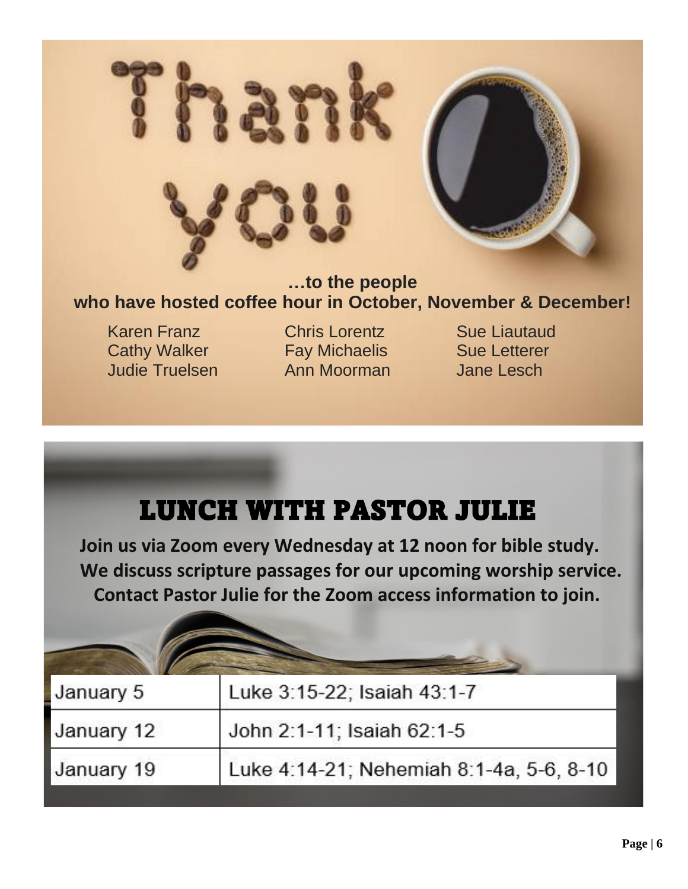# Thank you

**…to the people who have hosted coffee hour in October, November & December!**

Karen Franz
Cathy Walker
Judie Truelsen
Chris Lorentz
Fay Michaelis
Ann Moorman
Sue Liautaud
Sue Letterer
Jane Lesch

# LUNCH WITH PASTOR JULIE

**Join us via Zoom every Wednesday at 12 noon for bible study. We discuss scripture passages for our upcoming worship service. Contact Pastor Julie for the Zoom access information to join.**

| | |
|---|---|
| January 5 | Luke 3:15-22; Isaiah 43:1-7 |
| January 12 | John 2:1-11; Isaiah 62:1-5 |
| January 19 | Luke 4:14-21; Nehemiah 8:1-4a, 5-6, 8-10 |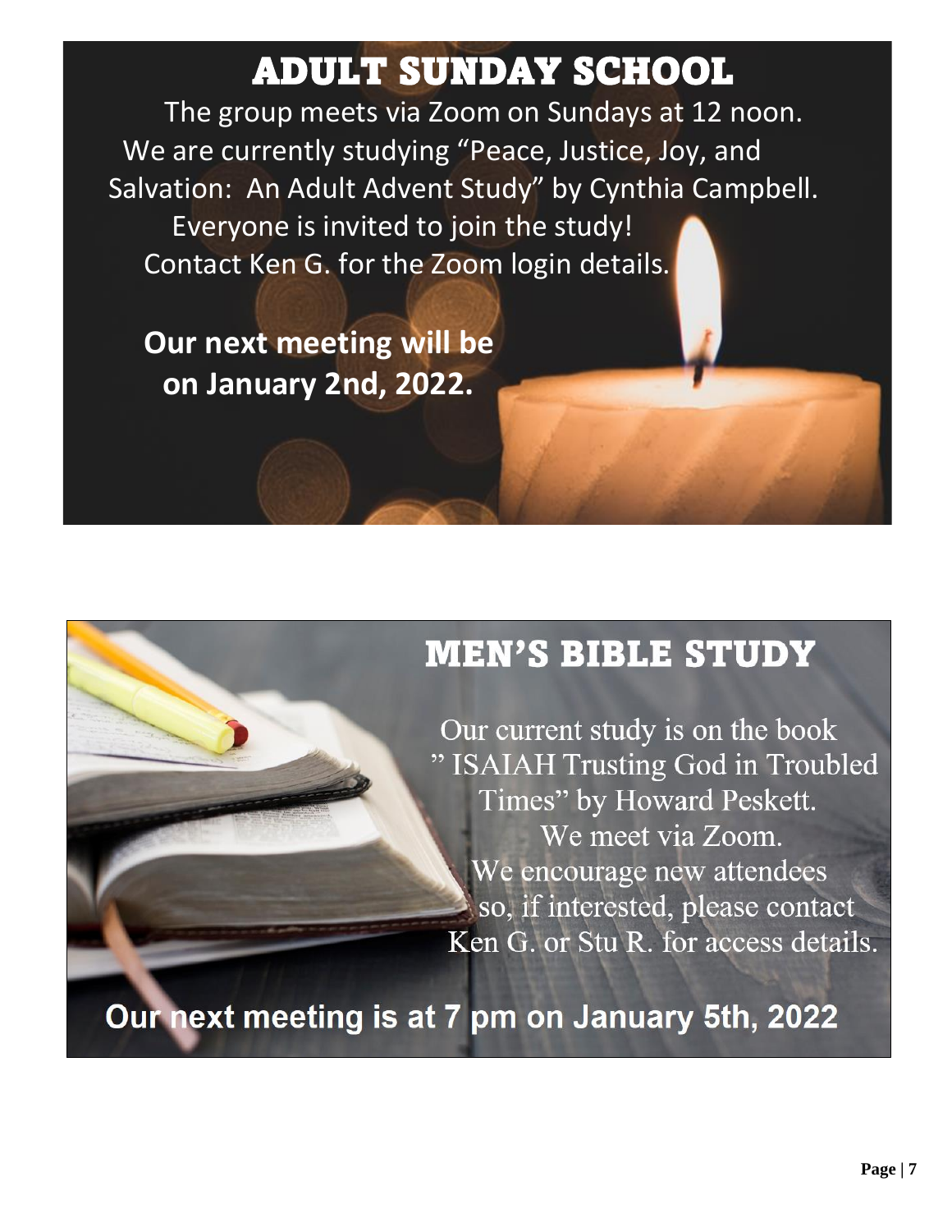# ADULT SUNDAY SCHOOL

The group meets via Zoom on Sundays at 12 noon.
We are currently studying "Peace, Justice, Joy, and Salvation: An Adult Advent Study" by Cynthia Campbell.
Everyone is invited to join the study!
Contact Ken G. for the Zoom login details.

**Our next meeting will be on January 2nd, 2022.**

# MEN'S BIBLE STUDY

Our current study is on the book " ISAIAH Trusting God in Troubled Times" by Howard Peskett.
We meet via Zoom.
We encourage new attendees so, if interested, please contact Ken G. or Stu R. for access details.

**Our next meeting is at 7 pm on January 5th, 2022**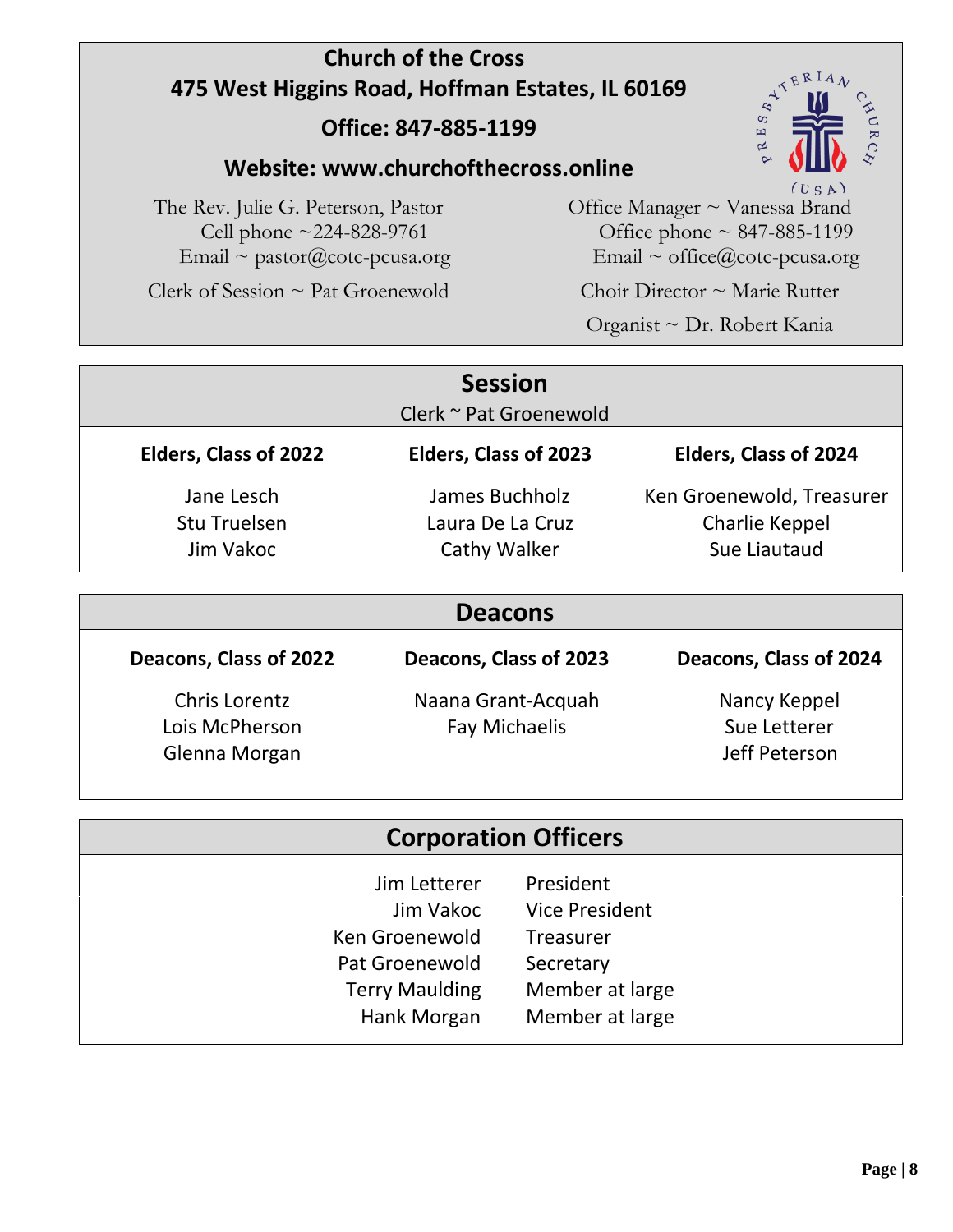**Church of the Cross**
**475 West Higgins Road, Hoffman Estates, IL 60169**

**Office: 847-885-1199**

**Website: www.churchofthecross.online**

The Rev. Julie G. Peterson, Pastor
Cell phone ~224-828-9761
Email ~ pastor@cotc-pcusa.org

Clerk of Session ~ Pat Groenewold

Office Manager ~ Vanessa Brand
Office phone ~ 847-885-1199
Email ~ office@cotc-pcusa.org

Choir Director ~ Marie Rutter

Organist ~ Dr. Robert Kania

## Session

Clerk ~ Pat Groenewold

| Elders, Class of 2022 | Elders, Class of 2023 | Elders, Class of 2024 |
|---|---|---|
| Jane Lesch | James Buchholz | Ken Groenewold, Treasurer |
| Stu Truelsen | Laura De La Cruz | Charlie Keppel |
| Jim Vakoc | Cathy Walker | Sue Liautaud |

## Deacons

| Deacons, Class of 2022 | Deacons, Class of 2023 | Deacons, Class of 2024 |
|---|---|---|
| Chris Lorentz | Naana Grant-Acquah | Nancy Keppel |
| Lois McPherson | Fay Michaelis | Sue Letterer |
| Glenna Morgan | | Jeff Peterson |

## Corporation Officers

| | |
|---|---|
| Jim Letterer | President |
| Jim Vakoc | Vice President |
| Ken Groenewold | Treasurer |
| Pat Groenewold | Secretary |
| Terry Maulding | Member at large |
| Hank Morgan | Member at large |